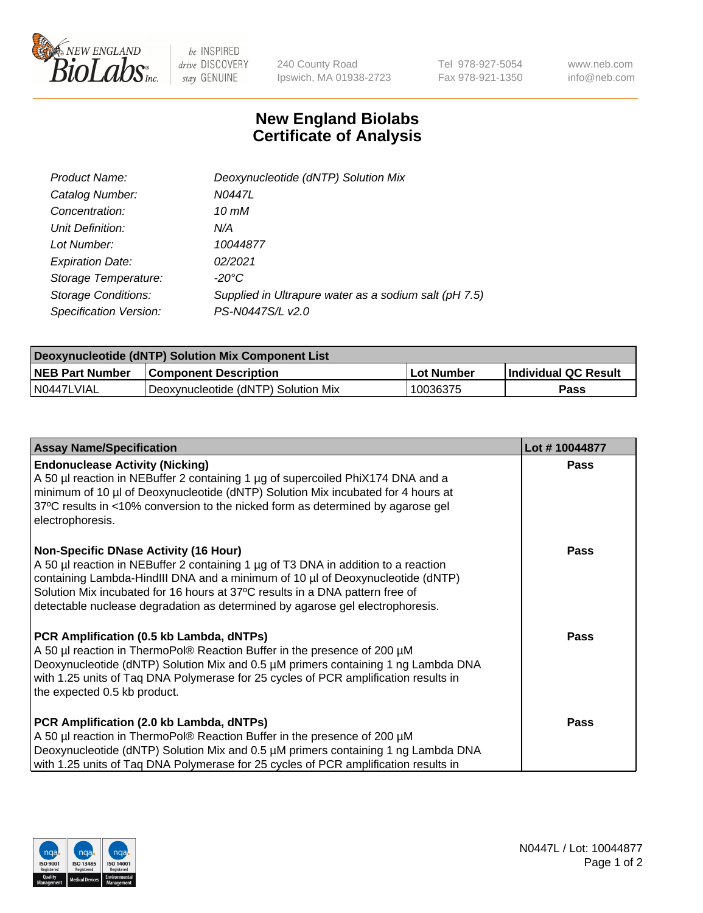# New England Biolabs Certificate of Analysis

| | |
|---|---|
| *Product Name:* | *Deoxynucleotide (dNTP) Solution Mix* |
| *Catalog Number:* | *N0447L* |
| *Concentration:* | *10 mM* |
| *Unit Definition:* | *N/A* |
| *Lot Number:* | *10044877* |
| *Expiration Date:* | *02/2021* |
| *Storage Temperature:* | *-20°C* |
| *Storage Conditions:* | *Supplied in Ultrapure water as a sodium salt (pH 7.5)* |
| *Specification Version:* | *PS-N0447S/L v2.0* |

| Deoxynucleotide (dNTP) Solution Mix Component List | | | |
|---|---|---|---|
| **NEB Part Number** | **Component Description** | **Lot Number** | **Individual QC Result** |
| N0447LVIAL | Deoxynucleotide (dNTP) Solution Mix | 10036375 | **Pass** |

| Assay Name/Specification | Lot # 10044877 |
|---|---|
| **Endonuclease Activity (Nicking)** A 50 µl reaction in NEBuffer 2 containing 1 µg of supercoiled PhiX174 DNA and a minimum of 10 µl of Deoxynucleotide (dNTP) Solution Mix incubated for 4 hours at 37ºC results in <10% conversion to the nicked form as determined by agarose gel electrophoresis. | **Pass** |
| **Non-Specific DNase Activity (16 Hour)** A 50 µl reaction in NEBuffer 2 containing 1 µg of T3 DNA in addition to a reaction containing Lambda-HindIII DNA and a minimum of 10 µl of Deoxynucleotide (dNTP) Solution Mix incubated for 16 hours at 37ºC results in a DNA pattern free of detectable nuclease degradation as determined by agarose gel electrophoresis. | **Pass** |
| **PCR Amplification (0.5 kb Lambda, dNTPs)** A 50 µl reaction in ThermoPol® Reaction Buffer in the presence of 200 µM Deoxynucleotide (dNTP) Solution Mix and 0.5 µM primers containing 1 ng Lambda DNA with 1.25 units of Taq DNA Polymerase for 25 cycles of PCR amplification results in the expected 0.5 kb product. | **Pass** |
| **PCR Amplification (2.0 kb Lambda, dNTPs)** A 50 µl reaction in ThermoPol® Reaction Buffer in the presence of 200 µM Deoxynucleotide (dNTP) Solution Mix and 0.5 µM primers containing 1 ng Lambda DNA with 1.25 units of Taq DNA Polymerase for 25 cycles of PCR amplification results in | **Pass** |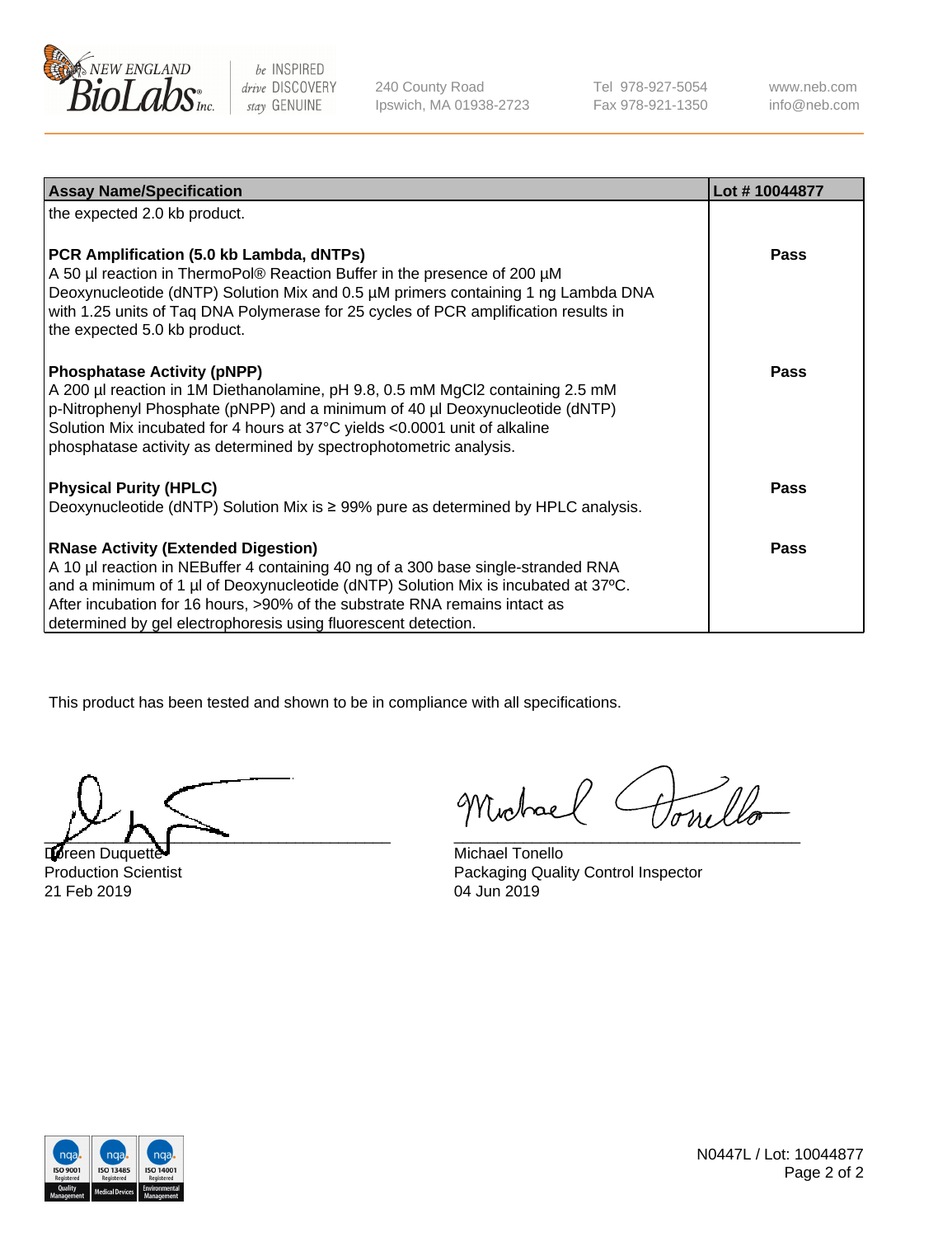| Assay Name/Specification | Lot # 10044877 |
| --- | --- |
| the expected 2.0 kb product. | |
| **PCR Amplification (5.0 kb Lambda, dNTPs)**<br>A 50 µl reaction in ThermoPol® Reaction Buffer in the presence of 200 µM Deoxynucleotide (dNTP) Solution Mix and 0.5 µM primers containing 1 ng Lambda DNA with 1.25 units of Taq DNA Polymerase for 25 cycles of PCR amplification results in the expected 5.0 kb product. | **Pass** |
| **Phosphatase Activity (pNPP)**<br>A 200 µl reaction in 1M Diethanolamine, pH 9.8, 0.5 mM MgCl2 containing 2.5 mM p-Nitrophenyl Phosphate (pNPP) and a minimum of 40 µl Deoxynucleotide (dNTP) Solution Mix incubated for 4 hours at 37°C yields <0.0001 unit of alkaline phosphatase activity as determined by spectrophotometric analysis. | **Pass** |
| **Physical Purity (HPLC)**<br>Deoxynucleotide (dNTP) Solution Mix is ≥ 99% pure as determined by HPLC analysis. | **Pass** |
| **RNase Activity (Extended Digestion)**<br>A 10 µl reaction in NEBuffer 4 containing 40 ng of a 300 base single-stranded RNA and a minimum of 1 µl of Deoxynucleotide (dNTP) Solution Mix is incubated at 37ºC. After incubation for 16 hours, >90% of the substrate RNA remains intact as determined by gel electrophoresis using fluorescent detection. | **Pass** |

This product has been tested and shown to be in compliance with all specifications.

Doreen Duquette
Production Scientist
21 Feb 2019

Michael Tonello
Packaging Quality Control Inspector
04 Jun 2019

N0447L / Lot: 10044877